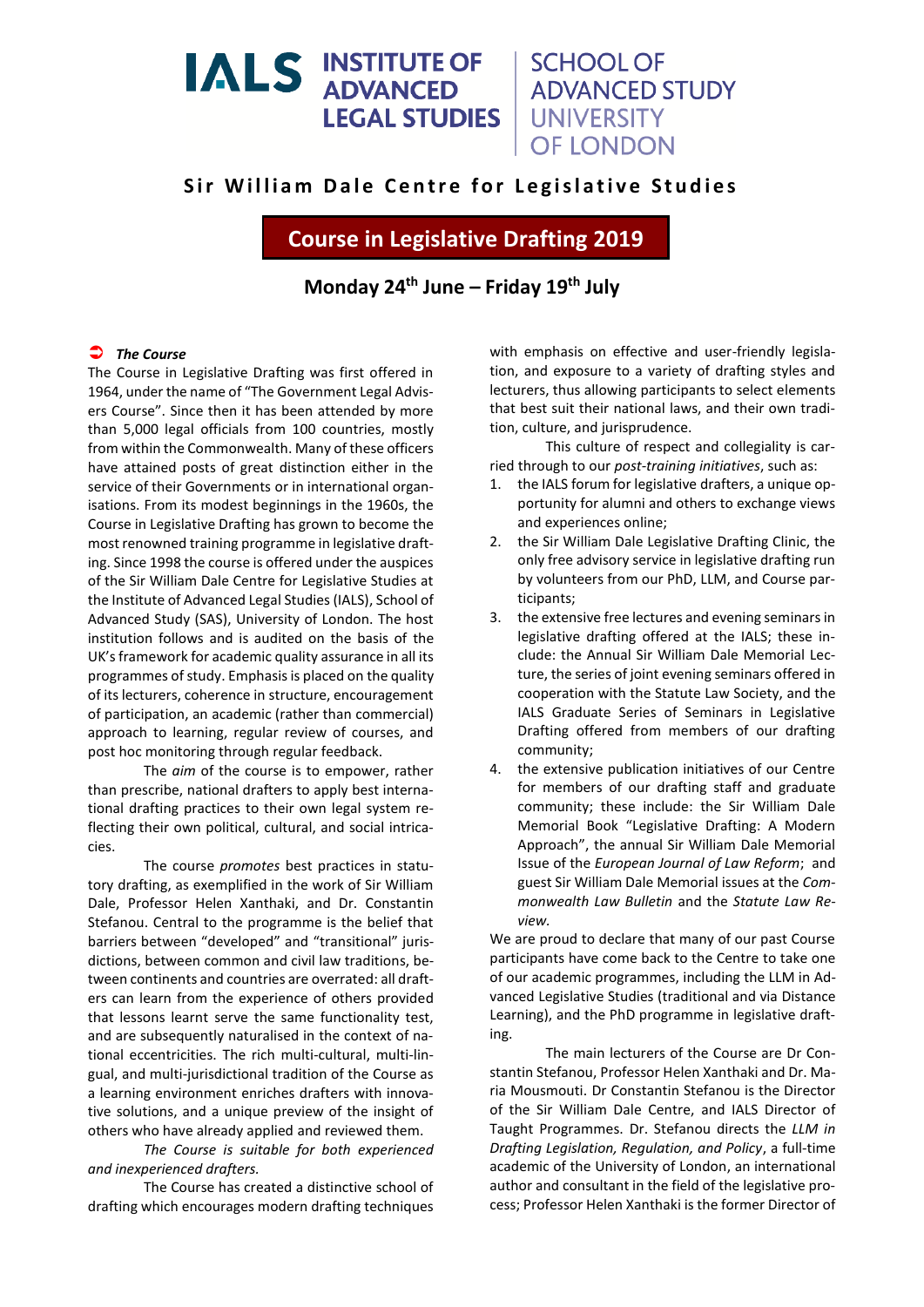IALS INSTITUTE OF ADVANCED LEGAL STUDIES | SCHOOL OF ADVANCED STUDY UNIVERSITY OF LONDON

## Sir William Dale Centre for Legislative Studies

# Course in Legislative Drafting 2019

## Monday 24th June – Friday 19th July

### *The Course*

The Course in Legislative Drafting was first offered in 1964, under the name of "The Government Legal Advisers Course". Since then it has been attended by more than 5,000 legal officials from 100 countries, mostly from within the Commonwealth. Many of these officers have attained posts of great distinction either in the service of their Governments or in international organisations. From its modest beginnings in the 1960s, the Course in Legislative Drafting has grown to become the most renowned training programme in legislative drafting. Since 1998 the course is offered under the auspices of the Sir William Dale Centre for Legislative Studies at the Institute of Advanced Legal Studies (IALS), School of Advanced Study (SAS), University of London. The host institution follows and is audited on the basis of the UK's framework for academic quality assurance in all its programmes of study. Emphasis is placed on the quality of its lecturers, coherence in structure, encouragement of participation, an academic (rather than commercial) approach to learning, regular review of courses, and post hoc monitoring through regular feedback.

The *aim* of the course is to empower, rather than prescribe, national drafters to apply best international drafting practices to their own legal system reflecting their own political, cultural, and social intricacies.

The course *promotes* best practices in statutory drafting, as exemplified in the work of Sir William Dale, Professor Helen Xanthaki, and Dr. Constantin Stefanou. Central to the programme is the belief that barriers between "developed" and "transitional" jurisdictions, between common and civil law traditions, between continents and countries are overrated: all drafters can learn from the experience of others provided that lessons learnt serve the same functionality test, and are subsequently naturalised in the context of national eccentricities. The rich multi-cultural, multi-lingual, and multi-jurisdictional tradition of the Course as a learning environment enriches drafters with innovative solutions, and a unique preview of the insight of others who have already applied and reviewed them.

*The Course is suitable for both experienced and inexperienced drafters.*

The Course has created a distinctive school of drafting which encourages modern drafting techniques with emphasis on effective and user-friendly legislation, and exposure to a variety of drafting styles and lecturers, thus allowing participants to select elements that best suit their national laws, and their own tradition, culture, and jurisprudence.

This culture of respect and collegiality is carried through to our *post-training initiatives*, such as:

1. the IALS forum for legislative drafters, a unique opportunity for alumni and others to exchange views and experiences online;
2. the Sir William Dale Legislative Drafting Clinic, the only free advisory service in legislative drafting run by volunteers from our PhD, LLM, and Course participants;
3. the extensive free lectures and evening seminars in legislative drafting offered at the IALS; these include: the Annual Sir William Dale Memorial Lecture, the series of joint evening seminars offered in cooperation with the Statute Law Society, and the IALS Graduate Series of Seminars in Legislative Drafting offered from members of our drafting community;
4. the extensive publication initiatives of our Centre for members of our drafting staff and graduate community; these include: the Sir William Dale Memorial Book "Legislative Drafting: A Modern Approach", the annual Sir William Dale Memorial Issue of the *European Journal of Law Reform*; and guest Sir William Dale Memorial issues at the *Commonwealth Law Bulletin* and the *Statute Law Review.*

We are proud to declare that many of our past Course participants have come back to the Centre to take one of our academic programmes, including the LLM in Advanced Legislative Studies (traditional and via Distance Learning), and the PhD programme in legislative drafting.

The main lecturers of the Course are Dr Constantin Stefanou, Professor Helen Xanthaki and Dr. Maria Mousmouti. Dr Constantin Stefanou is the Director of the Sir William Dale Centre, and IALS Director of Taught Programmes. Dr. Stefanou directs the *LLM in Drafting Legislation, Regulation, and Policy*, a full-time academic of the University of London, an international author and consultant in the field of the legislative process; Professor Helen Xanthaki is the former Director of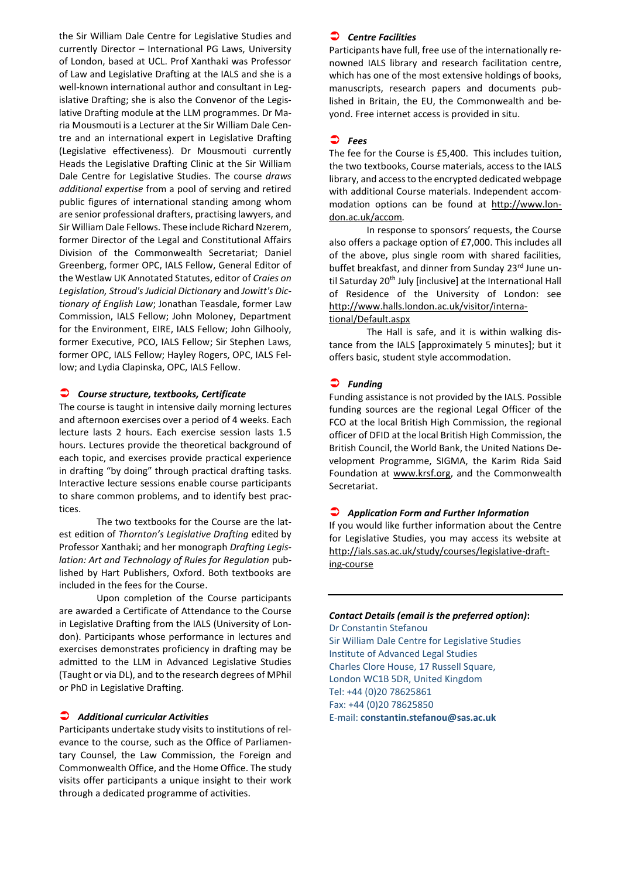the Sir William Dale Centre for Legislative Studies and currently Director – International PG Laws, University of London, based at UCL. Prof Xanthaki was Professor of Law and Legislative Drafting at the IALS and she is a well-known international author and consultant in Legislative Drafting; she is also the Convenor of the Legislative Drafting module at the LLM programmes. Dr Maria Mousmouti is a Lecturer at the Sir William Dale Centre and an international expert in Legislative Drafting (Legislative effectiveness). Dr Mousmouti currently Heads the Legislative Drafting Clinic at the Sir William Dale Centre for Legislative Studies. The course *draws additional expertise* from a pool of serving and retired public figures of international standing among whom are senior professional drafters, practising lawyers, and Sir William Dale Fellows. These include Richard Nzerem, former Director of the Legal and Constitutional Affairs Division of the Commonwealth Secretariat; Daniel Greenberg, former OPC, IALS Fellow, General Editor of the Westlaw UK Annotated Statutes, editor of *Craies on Legislation, Stroud's Judicial Dictionary* and *Jowitt's Dictionary of English Law*; Jonathan Teasdale, former Law Commission, IALS Fellow; John Moloney, Department for the Environment, EIRE, IALS Fellow; John Gilhooly, former Executive, PCO, IALS Fellow; Sir Stephen Laws, former OPC, IALS Fellow; Hayley Rogers, OPC, IALS Fellow; and Lydia Clapinska, OPC, IALS Fellow.

### *Course structure, textbooks, Certificate*

The course is taught in intensive daily morning lectures and afternoon exercises over a period of 4 weeks. Each lecture lasts 2 hours. Each exercise session lasts 1.5 hours. Lectures provide the theoretical background of each topic, and exercises provide practical experience in drafting "by doing" through practical drafting tasks. Interactive lecture sessions enable course participants to share common problems, and to identify best practices.

The two textbooks for the Course are the latest edition of *Thornton's Legislative Drafting* edited by Professor Xanthaki; and her monograph *Drafting Legislation: Art and Technology of Rules for Regulation* published by Hart Publishers, Oxford. Both textbooks are included in the fees for the Course.

Upon completion of the Course participants are awarded a Certificate of Attendance to the Course in Legislative Drafting from the IALS (University of London). Participants whose performance in lectures and exercises demonstrates proficiency in drafting may be admitted to the LLM in Advanced Legislative Studies (Taught or via DL), and to the research degrees of MPhil or PhD in Legislative Drafting.

### *Additional curricular Activities*

Participants undertake study visits to institutions of relevance to the course, such as the Office of Parliamentary Counsel, the Law Commission, the Foreign and Commonwealth Office, and the Home Office. The study visits offer participants a unique insight to their work through a dedicated programme of activities.

### *Centre Facilities*

Participants have full, free use of the internationally renowned IALS library and research facilitation centre, which has one of the most extensive holdings of books, manuscripts, research papers and documents published in Britain, the Commonwealth, the EU, and beyond. Free internet access is provided in situ.

### *Fees*

The fee for the Course is £5,400. This includes tuition, the two textbooks, Course materials, access to the IALS library, and access to the encrypted dedicated webpage with additional Course materials. Independent accommodation options can be found at http://www.london.ac.uk/accom.

In response to sponsors' requests, the Course also offers a package option of £7,000. This includes all of the above, plus single room with shared facilities, buffet breakfast, and dinner from Sunday 23rd June until Saturday 20th July [inclusive] at the International Hall of Residence of the University of London: see http://www.halls.london.ac.uk/visitor/international/Default.aspx

The Hall is safe, and it is within walking distance from the IALS [approximately 5 minutes]; but it offers basic, student style accommodation.

### *Funding*

Funding assistance is not provided by the IALS. Possible funding sources are the regional Legal Officer of the FCO at the local British High Commission, the regional officer of DFID at the local British High Commission, the British Council, the World Bank, the United Nations Development Programme, SIGMA, the Karim Rida Said Foundation at www.krsf.org, and the Commonwealth Secretariat.

### *Application Form and Further Information*

If you would like further information about the Centre for Legislative Studies, you may access its website at http://ials.sas.ac.uk/study/courses/legislative-drafting-course

---

***Contact Details (email is the preferred option)*:**

Dr Constantin Stefanou
Sir William Dale Centre for Legislative Studies
Institute of Advanced Legal Studies
Charles Clore House, 17 Russell Square,
London WC1B 5DR, United Kingdom
Tel: +44 (0)20 78625861
Fax: +44 (0)20 78625850
E-mail: **constantin.stefanou@sas.ac.uk**